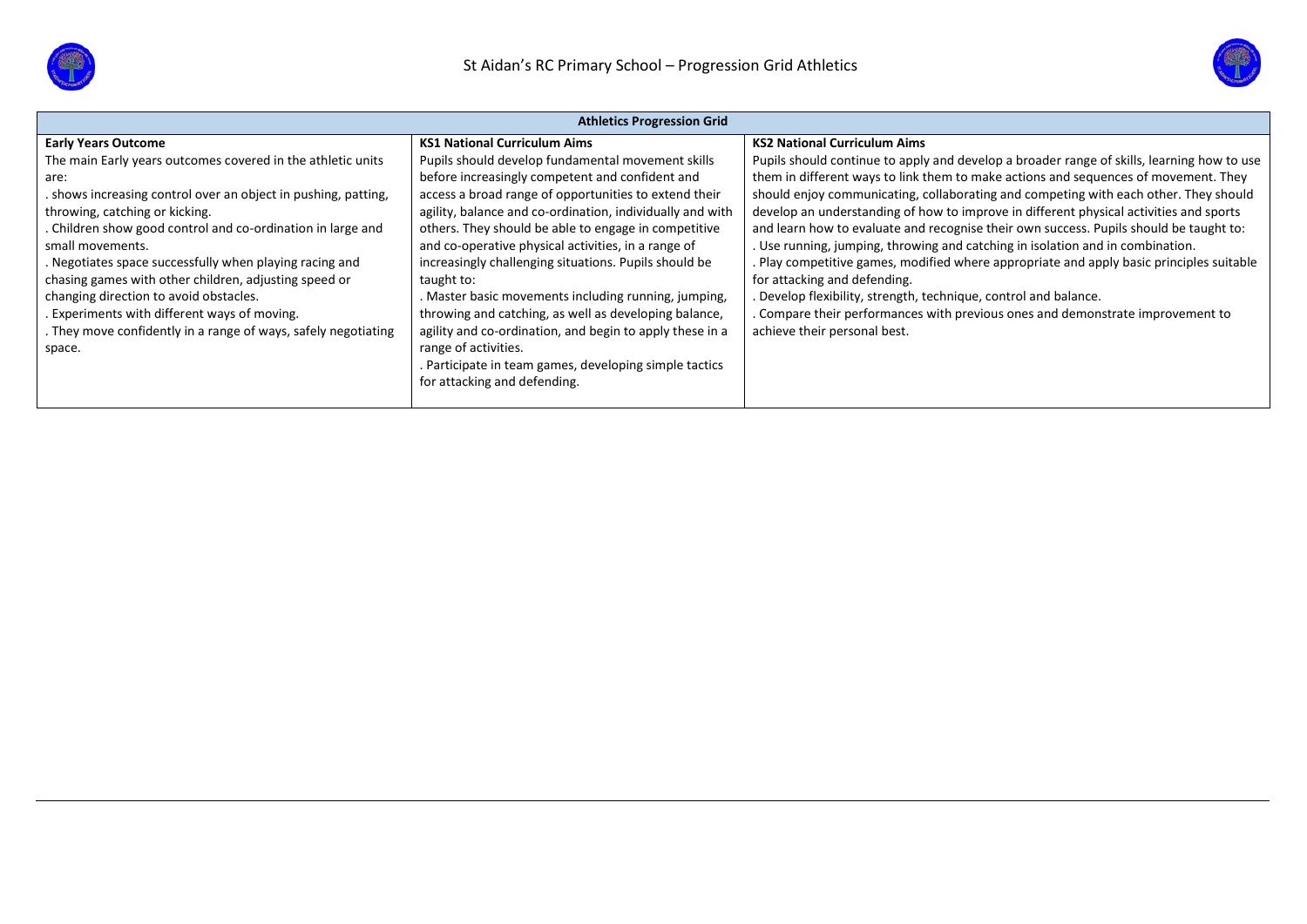# St Aidan's RC Primary School – Progression Grid Athletics

| Athletics Progression Grid | | |
|---|---|---|
| **Early Years Outcome**<br>The main Early years outcomes covered in the athletic units are:<br>. shows increasing control over an object in pushing, patting, throwing, catching or kicking.<br>. Children show good control and co-ordination in large and small movements.<br>. Negotiates space successfully when playing racing and chasing games with other children, adjusting speed or changing direction to avoid obstacles.<br>. Experiments with different ways of moving.<br>. They move confidently in a range of ways, safely negotiating space. | **KS1 National Curriculum Aims**<br>Pupils should develop fundamental movement skills before increasingly competent and confident and access a broad range of opportunities to extend their agility, balance and co-ordination, individually and with others. They should be able to engage in competitive and co-operative physical activities, in a range of increasingly challenging situations. Pupils should be taught to:<br>. Master basic movements including running, jumping, throwing and catching, as well as developing balance, agility and co-ordination, and begin to apply these in a range of activities.<br>. Participate in team games, developing simple tactics for attacking and defending. | **KS2 National Curriculum Aims**<br>Pupils should continue to apply and develop a broader range of skills, learning how to use them in different ways to link them to make actions and sequences of movement. They should enjoy communicating, collaborating and competing with each other. They should develop an understanding of how to improve in different physical activities and sports and learn how to evaluate and recognise their own success. Pupils should be taught to:<br>. Use running, jumping, throwing and catching in isolation and in combination.<br>. Play competitive games, modified where appropriate and apply basic principles suitable for attacking and defending.<br>. Develop flexibility, strength, technique, control and balance.<br>. Compare their performances with previous ones and demonstrate improvement to achieve their personal best. |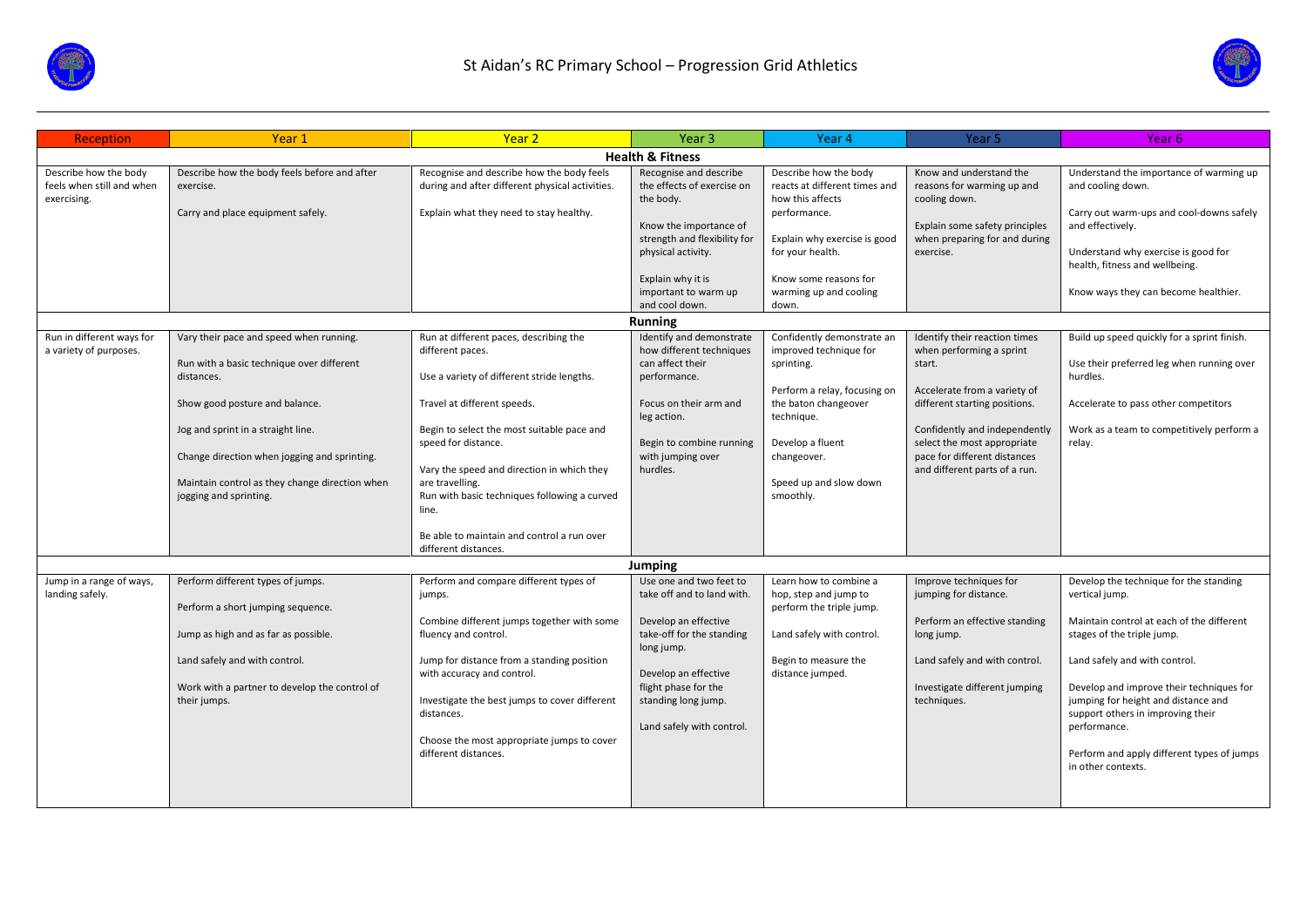# St Aidan's RC Primary School – Progression Grid Athletics

| Reception | Year 1 | Year 2 | Year 3 | Year 4 | Year 5 | Year 6 |
|---|---|---|---|---|---|---|
| **Health & Fitness** | | | | | | |
| Describe how the body feels when still and when exercising. | Describe how the body feels before and after exercise.<br><br>Carry and place equipment safely. | Recognise and describe how the body feels during and after different physical activities.<br><br>Explain what they need to stay healthy. | Recognise and describe the effects of exercise on the body.<br><br>Know the importance of strength and flexibility for physical activity.<br><br>Explain why it is important to warm up and cool down. | Describe how the body reacts at different times and how this affects performance.<br><br>Explain why exercise is good for your health.<br><br>Know some reasons for warming up and cooling down. | Know and understand the reasons for warming up and cooling down.<br><br>Explain some safety principles when preparing for and during exercise. | Understand the importance of warming up and cooling down.<br><br>Carry out warm-ups and cool-downs safely and effectively.<br><br>Understand why exercise is good for health, fitness and wellbeing.<br><br>Know ways they can become healthier. |
| **Running** | | | | | | |
| Run in different ways for a variety of purposes. | Vary their pace and speed when running.<br><br>Run with a basic technique over different distances.<br><br>Show good posture and balance.<br><br>Jog and sprint in a straight line.<br><br>Change direction when jogging and sprinting.<br><br>Maintain control as they change direction when jogging and sprinting. | Run at different paces, describing the different paces.<br><br>Use a variety of different stride lengths.<br><br>Travel at different speeds.<br><br>Begin to select the most suitable pace and speed for distance.<br><br>Vary the speed and direction in which they are travelling.<br>Run with basic techniques following a curved line.<br><br>Be able to maintain and control a run over different distances. | Identify and demonstrate how different techniques can affect their performance.<br><br>Focus on their arm and leg action.<br><br>Begin to combine running with jumping over hurdles. | Confidently demonstrate an improved technique for sprinting.<br><br>Perform a relay, focusing on the baton changeover technique.<br><br>Develop a fluent changeover.<br><br>Speed up and slow down smoothly. | Identify their reaction times when performing a sprint start.<br><br>Accelerate from a variety of different starting positions.<br><br>Confidently and independently select the most appropriate pace for different distances and different parts of a run. | Build up speed quickly for a sprint finish.<br><br>Use their preferred leg when running over hurdles.<br><br>Accelerate to pass other competitors<br><br>Work as a team to competitively perform a relay. |
| **Jumping** | | | | | | |
| Jump in a range of ways, landing safely. | Perform different types of jumps.<br><br>Perform a short jumping sequence.<br><br>Jump as high and as far as possible.<br><br>Land safely and with control.<br><br>Work with a partner to develop the control of their jumps. | Perform and compare different types of jumps.<br><br>Combine different jumps together with some fluency and control.<br><br>Jump for distance from a standing position with accuracy and control.<br><br>Investigate the best jumps to cover different distances.<br><br>Choose the most appropriate jumps to cover different distances. | Use one and two feet to take off and to land with.<br><br>Develop an effective take-off for the standing long jump.<br><br>Develop an effective flight phase for the standing long jump.<br><br>Land safely with control. | Learn how to combine a hop, step and jump to perform the triple jump.<br><br>Land safely with control.<br><br>Begin to measure the distance jumped. | Improve techniques for jumping for distance.<br><br>Perform an effective standing long jump.<br><br>Land safely and with control.<br><br>Investigate different jumping techniques. | Develop the technique for the standing vertical jump.<br><br>Maintain control at each of the different stages of the triple jump.<br><br>Land safely and with control.<br><br>Develop and improve their techniques for jumping for height and distance and support others in improving their performance.<br><br>Perform and apply different types of jumps in other contexts. |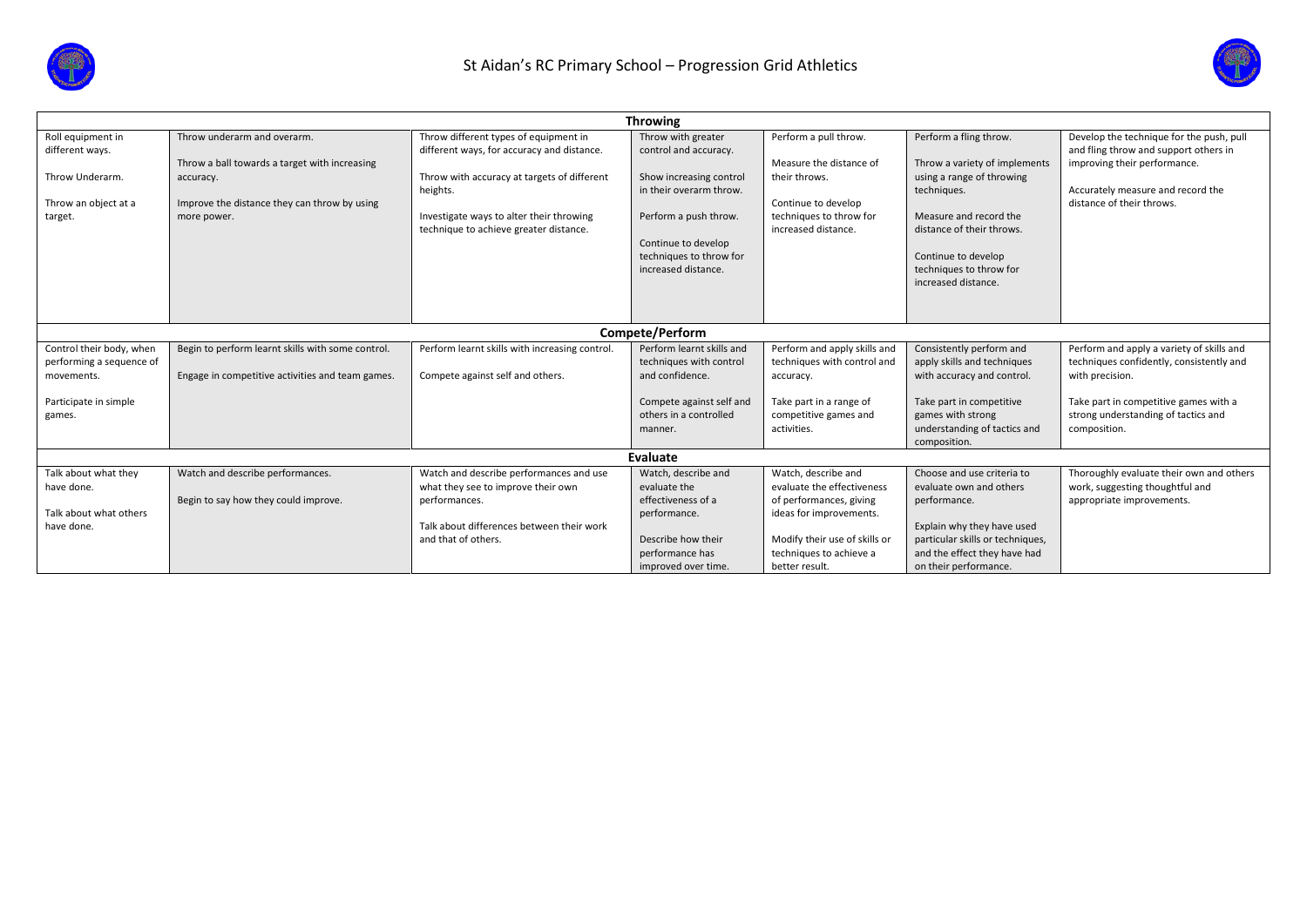# St Aidan's RC Primary School – Progression Grid Athletics

| | | | | | | |
|---|---|---|---|---|---|---|
| **Throwing** | | | | | | |
| Roll equipment in different ways.<br><br>Throw Underarm.<br><br>Throw an object at a target. | Throw underarm and overarm.<br><br>Throw a ball towards a target with increasing accuracy.<br><br>Improve the distance they can throw by using more power. | Throw different types of equipment in different ways, for accuracy and distance.<br><br>Throw with accuracy at targets of different heights.<br><br>Investigate ways to alter their throwing technique to achieve greater distance. | Throw with greater control and accuracy.<br><br>Show increasing control in their overarm throw.<br><br>Perform a push throw.<br><br>Continue to develop techniques to throw for increased distance. | Perform a pull throw.<br><br>Measure the distance of their throws.<br><br>Continue to develop techniques to throw for increased distance. | Perform a fling throw.<br><br>Throw a variety of implements using a range of throwing techniques.<br><br>Measure and record the distance of their throws.<br><br>Continue to develop techniques to throw for increased distance. | Develop the technique for the push, pull and fling throw and support others in improving their performance.<br><br>Accurately measure and record the distance of their throws. |
| **Compete/Perform** | | | | | | |
| Control their body, when performing a sequence of movements.<br><br>Participate in simple games. | Begin to perform learnt skills with some control.<br><br>Engage in competitive activities and team games. | Perform learnt skills with increasing control.<br><br>Compete against self and others. | Perform learnt skills and techniques with control and confidence.<br><br>Compete against self and others in a controlled manner. | Perform and apply skills and techniques with control and accuracy.<br><br>Take part in a range of competitive games and activities. | Consistently perform and apply skills and techniques with accuracy and control.<br><br>Take part in competitive games with strong understanding of tactics and composition. | Perform and apply a variety of skills and techniques confidently, consistently and with precision.<br><br>Take part in competitive games with a strong understanding of tactics and composition. |
| **Evaluate** | | | | | | |
| Talk about what they have done.<br><br>Talk about what others have done. | Watch and describe performances.<br><br>Begin to say how they could improve. | Watch and describe performances and use what they see to improve their own performances.<br><br>Talk about differences between their work and that of others. | Watch, describe and evaluate the effectiveness of a performance.<br><br>Describe how their performance has improved over time. | Watch, describe and evaluate the effectiveness of performances, giving ideas for improvements.<br><br>Modify their use of skills or techniques to achieve a better result. | Choose and use criteria to evaluate own and others performance.<br><br>Explain why they have used particular skills or techniques, and the effect they have had on their performance. | Thoroughly evaluate their own and others work, suggesting thoughtful and appropriate improvements. |